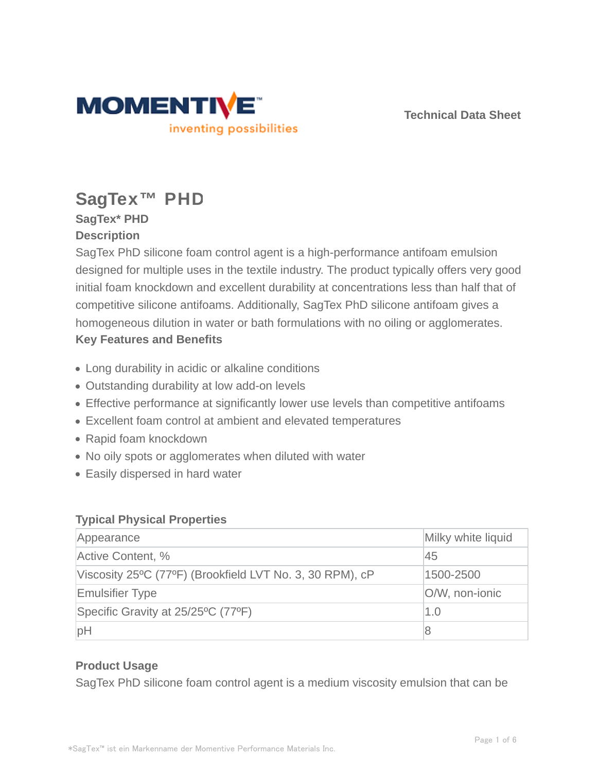MOMENTIVE™

inventing possibilities

Technical Data Sheet

# SagTex™ PHD

**SagTex* PHD**

**Description**

SagTex PhD silicone foam control agent is a high-performance antifoam emulsion designed for multiple uses in the textile industry. The product typically offers very good initial foam knockdown and excellent durability at concentrations less than half that of competitive silicone antifoams. Additionally, SagTex PhD silicone antifoam gives a homogeneous dilution in water or bath formulations with no oiling or agglomerates.

**Key Features and Benefits**

- Long durability in acidic or alkaline conditions
- Outstanding durability at low add-on levels
- Effective performance at significantly lower use levels than competitive antifoams
- Excellent foam control at ambient and elevated temperatures
- Rapid foam knockdown
- No oily spots or agglomerates when diluted with water
- Easily dispersed in hard water

**Typical Physical Properties**

| Property | Value |
|---|---|
| Appearance | Milky white liquid |
| Active Content, % | 45 |
| Viscosity 25ºC (77ºF) (Brookfield LVT No. 3, 30 RPM), cP | 1500-2500 |
| Emulsifier Type | O/W, non-ionic |
| Specific Gravity at 25/25ºC (77ºF) | 1.0 |
| pH | 8 |

**Product Usage**

SagTex PhD silicone foam control agent is a medium viscosity emulsion that can be

*SagTex™ ist ein Markenname der Momentive Performance Materials Inc.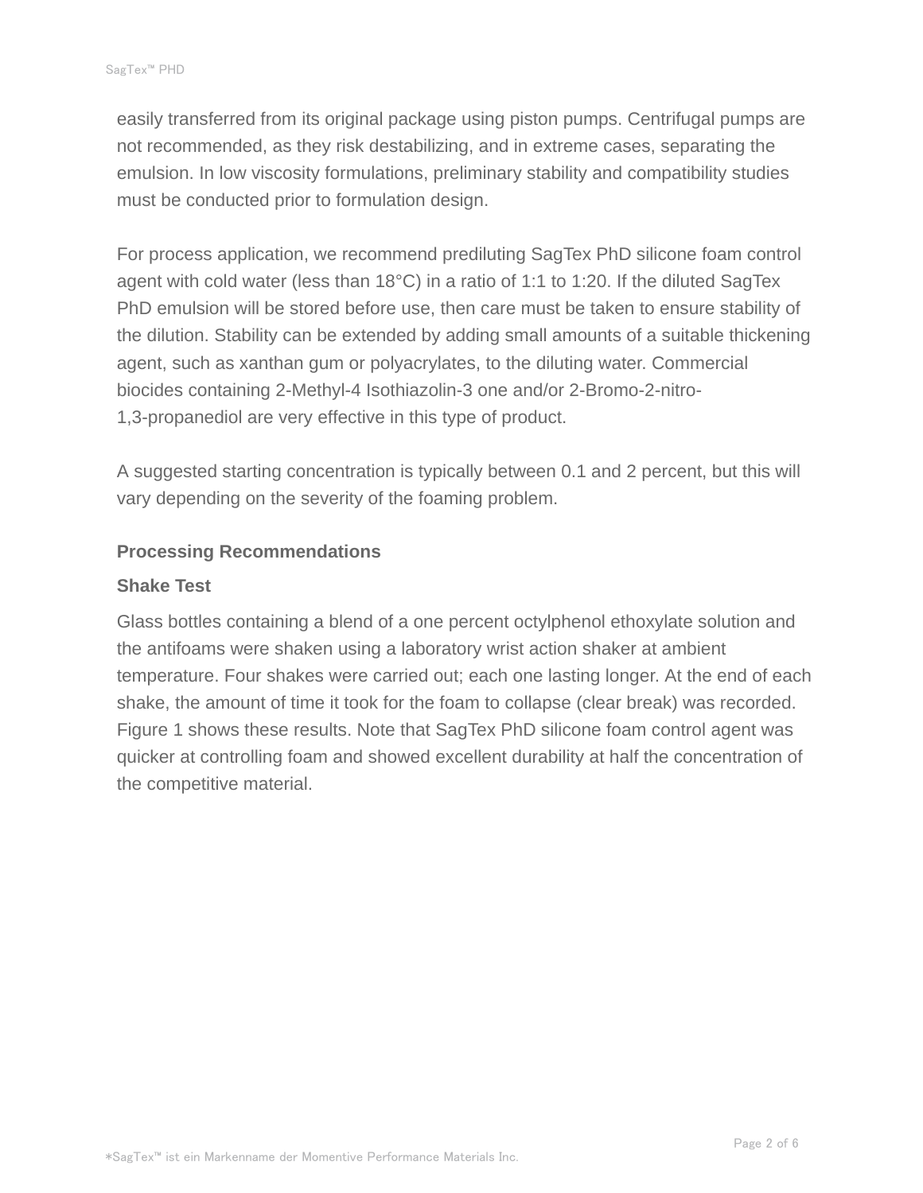easily transferred from its original package using piston pumps. Centrifugal pumps are not recommended, as they risk destabilizing, and in extreme cases, separating the emulsion. In low viscosity formulations, preliminary stability and compatibility studies must be conducted prior to formulation design.

For process application, we recommend prediluting SagTex PhD silicone foam control agent with cold water (less than 18°C) in a ratio of 1:1 to 1:20. If the diluted SagTex PhD emulsion will be stored before use, then care must be taken to ensure stability of the dilution. Stability can be extended by adding small amounts of a suitable thickening agent, such as xanthan gum or polyacrylates, to the diluting water. Commercial biocides containing 2-Methyl-4 Isothiazolin-3 one and/or 2-Bromo-2-nitro-1,3-propanediol are very effective in this type of product.

A suggested starting concentration is typically between 0.1 and 2 percent, but this will vary depending on the severity of the foaming problem.

### Processing Recommendations

### Shake Test

Glass bottles containing a blend of a one percent octylphenol ethoxylate solution and the antifoams were shaken using a laboratory wrist action shaker at ambient temperature. Four shakes were carried out; each one lasting longer. At the end of each shake, the amount of time it took for the foam to collapse (clear break) was recorded. Figure 1 shows these results. Note that SagTex PhD silicone foam control agent was quicker at controlling foam and showed excellent durability at half the concentration of the competitive material.

*SagTex™ ist ein Markenname der Momentive Performance Materials Inc.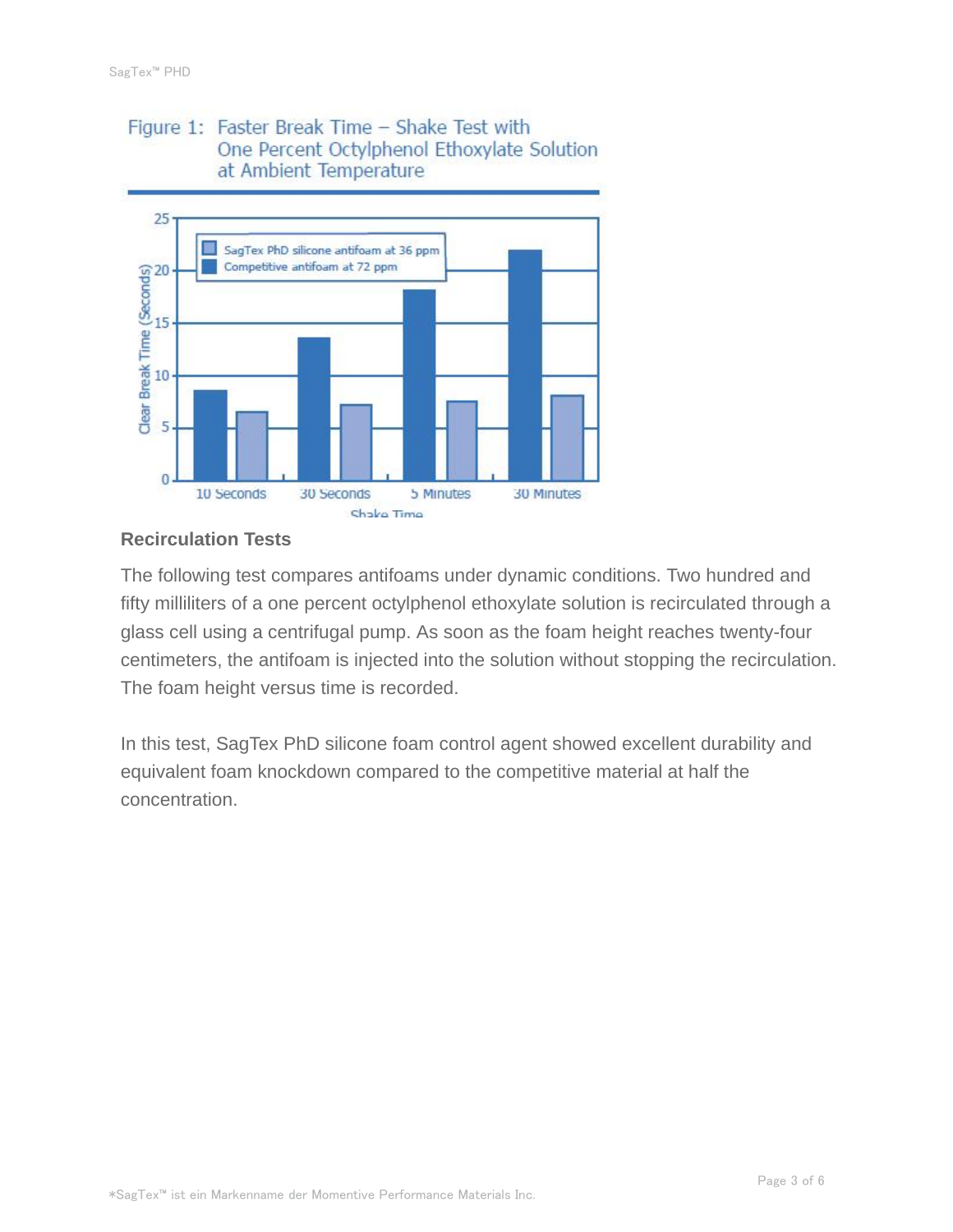Figure 1: Faster Break Time – Shake Test with One Percent Octylphenol Ethoxylate Solution at Ambient Temperature

## Recirculation Tests

The following test compares antifoams under dynamic conditions. Two hundred and fifty milliliters of a one percent octylphenol ethoxylate solution is recirculated through a glass cell using a centrifugal pump. As soon as the foam height reaches twenty-four centimeters, the antifoam is injected into the solution without stopping the recirculation. The foam height versus time is recorded.

In this test, SagTex PhD silicone foam control agent showed excellent durability and equivalent foam knockdown compared to the competitive material at half the concentration.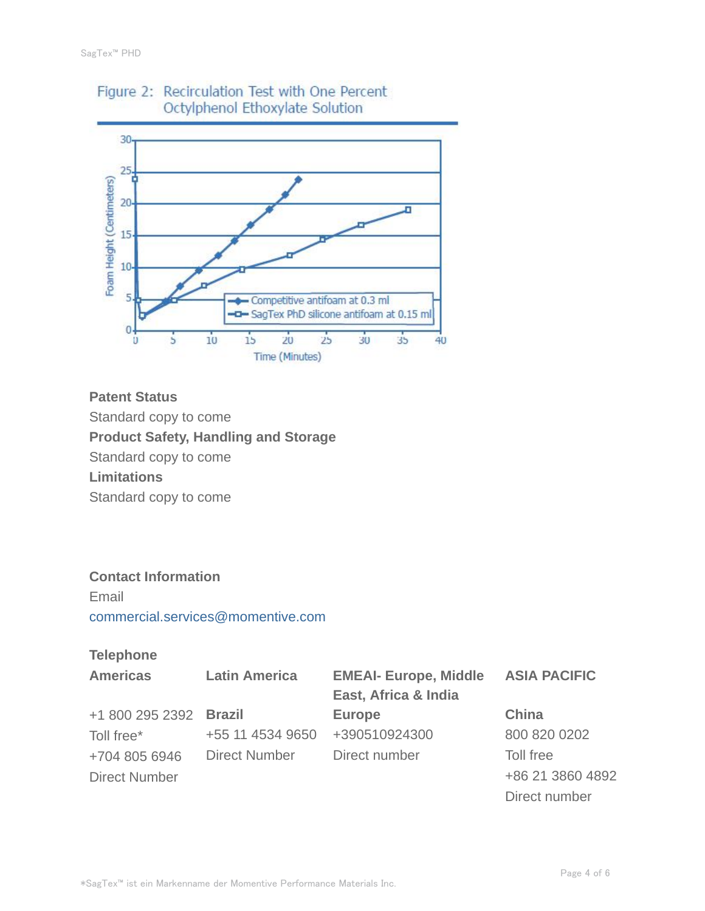Figure 2: Recirculation Test with One Percent Octylphenol Ethoxylate Solution

**Patent Status**

Standard copy to come

**Product Safety, Handling and Storage**

Standard copy to come

**Limitations**

Standard copy to come

**Contact Information**

Email

commercial.services@momentive.com

**Telephone**

| **Americas** | **Latin America** | **EMEAI- Europe, Middle East, Africa & India** | **ASIA PACIFIC** |
|---|---|---|---|
| +1 800 295 2392 | **Brazil** | **Europe** | **China** |
| Toll free* | +55 11 4534 9650 | +390510924300 | 800 820 0202 |
| +704 805 6946 | Direct Number | Direct number | Toll free |
| Direct Number | | | +86 21 3860 4892 |
| | | | Direct number |

*SagTex™ ist ein Markenname der Momentive Performance Materials Inc.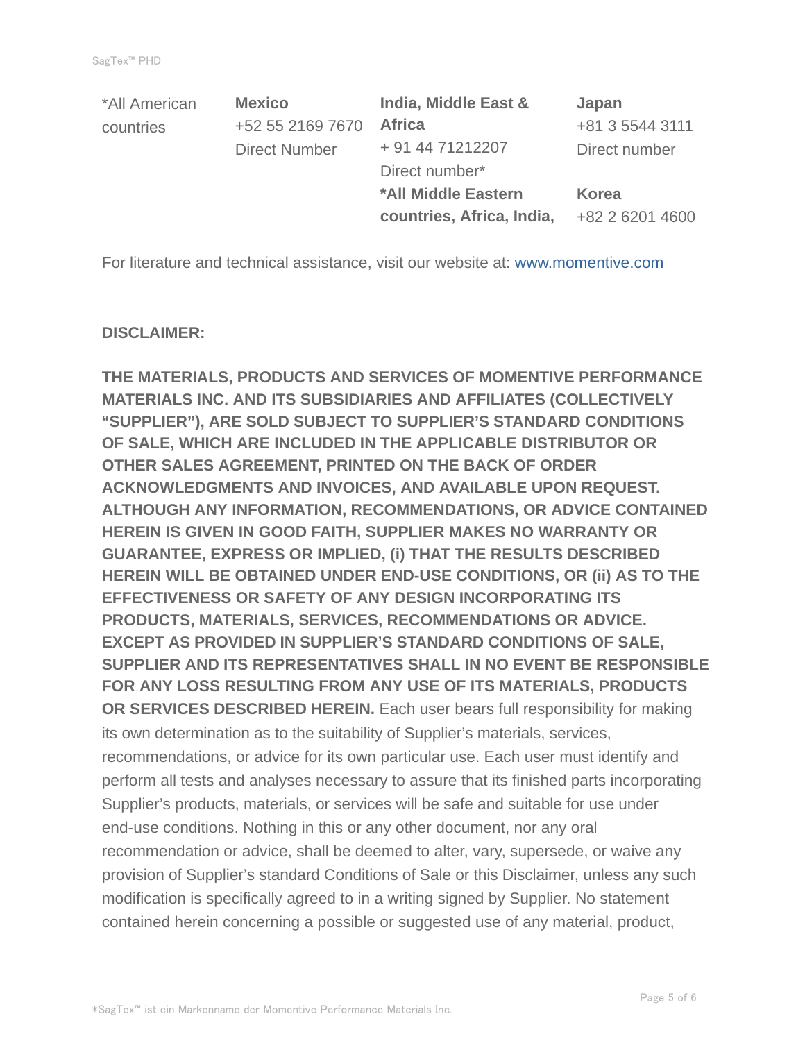| *All American countries | **Mexico**<br>+52 55 2169 7670<br>Direct Number | **India, Middle East & Africa**<br>+ 91 44 71212207<br>Direct number*<br>***All Middle Eastern countries, Africa, India,** | **Japan**<br>+81 3 5544 3111<br>Direct number<br>**Korea**<br>+82 2 6201 4600 |
|---|---|---|---|

For literature and technical assistance, visit our website at: www.momentive.com

**DISCLAIMER:**

**THE MATERIALS, PRODUCTS AND SERVICES OF MOMENTIVE PERFORMANCE MATERIALS INC. AND ITS SUBSIDIARIES AND AFFILIATES (COLLECTIVELY "SUPPLIER"), ARE SOLD SUBJECT TO SUPPLIER'S STANDARD CONDITIONS OF SALE, WHICH ARE INCLUDED IN THE APPLICABLE DISTRIBUTOR OR OTHER SALES AGREEMENT, PRINTED ON THE BACK OF ORDER ACKNOWLEDGMENTS AND INVOICES, AND AVAILABLE UPON REQUEST. ALTHOUGH ANY INFORMATION, RECOMMENDATIONS, OR ADVICE CONTAINED HEREIN IS GIVEN IN GOOD FAITH, SUPPLIER MAKES NO WARRANTY OR GUARANTEE, EXPRESS OR IMPLIED, (i) THAT THE RESULTS DESCRIBED HEREIN WILL BE OBTAINED UNDER END-USE CONDITIONS, OR (ii) AS TO THE EFFECTIVENESS OR SAFETY OF ANY DESIGN INCORPORATING ITS PRODUCTS, MATERIALS, SERVICES, RECOMMENDATIONS OR ADVICE. EXCEPT AS PROVIDED IN SUPPLIER'S STANDARD CONDITIONS OF SALE, SUPPLIER AND ITS REPRESENTATIVES SHALL IN NO EVENT BE RESPONSIBLE FOR ANY LOSS RESULTING FROM ANY USE OF ITS MATERIALS, PRODUCTS OR SERVICES DESCRIBED HEREIN.** Each user bears full responsibility for making its own determination as to the suitability of Supplier's materials, services, recommendations, or advice for its own particular use. Each user must identify and perform all tests and analyses necessary to assure that its finished parts incorporating Supplier's products, materials, or services will be safe and suitable for use under end-use conditions. Nothing in this or any other document, nor any oral recommendation or advice, shall be deemed to alter, vary, supersede, or waive any provision of Supplier's standard Conditions of Sale or this Disclaimer, unless any such modification is specifically agreed to in a writing signed by Supplier. No statement contained herein concerning a possible or suggested use of any material, product,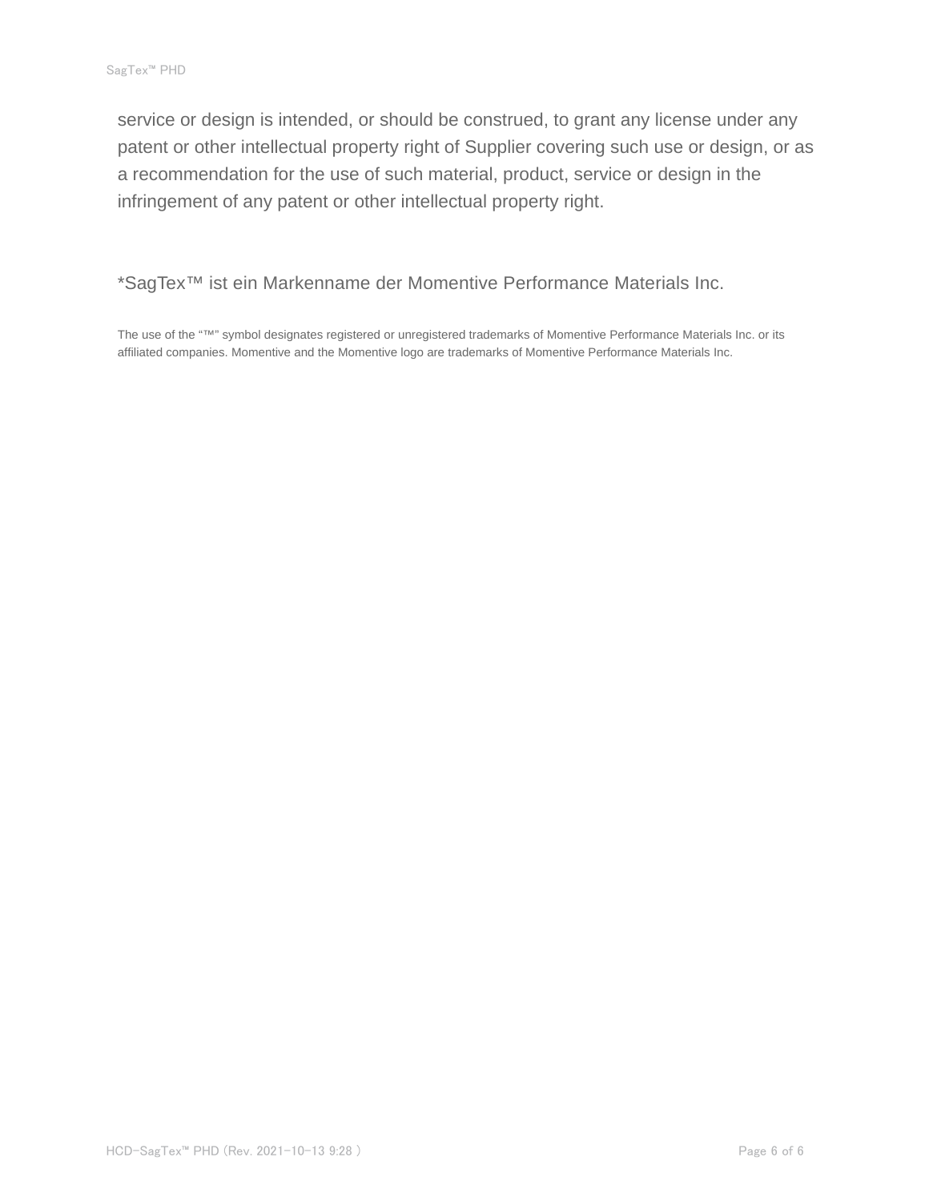service or design is intended, or should be construed, to grant any license under any patent or other intellectual property right of Supplier covering such use or design, or as a recommendation for the use of such material, product, service or design in the infringement of any patent or other intellectual property right.

*SagTex™ ist ein Markenname der Momentive Performance Materials Inc.

The use of the "™" symbol designates registered or unregistered trademarks of Momentive Performance Materials Inc. or its affiliated companies. Momentive and the Momentive logo are trademarks of Momentive Performance Materials Inc.